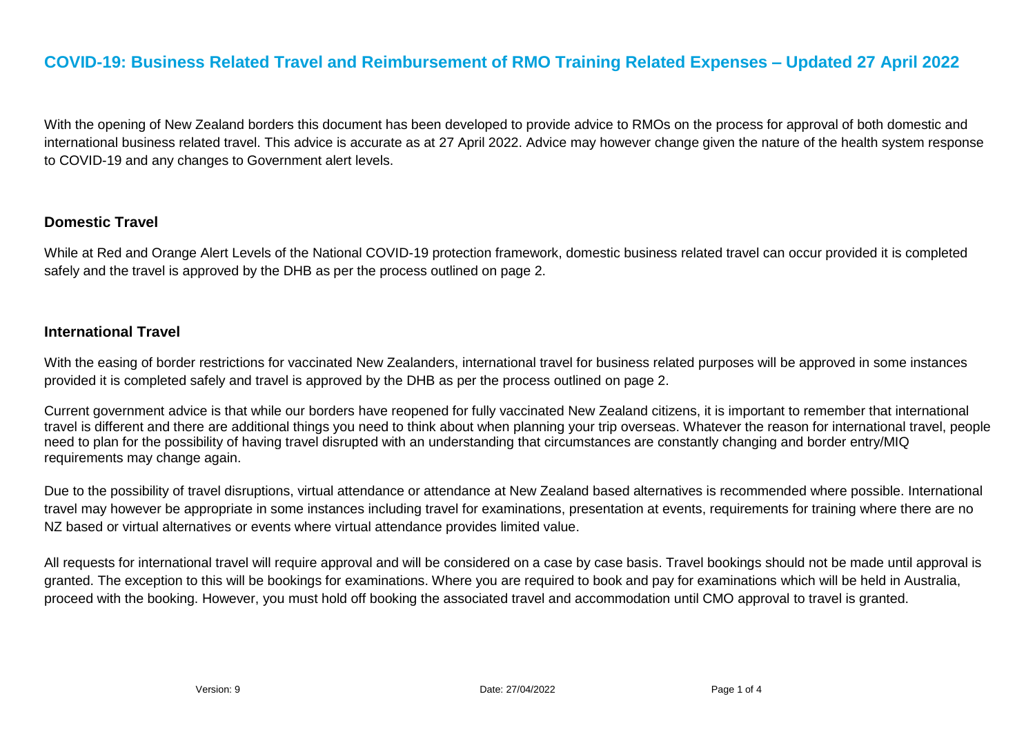# COVID-19: Business Related Travel and Reimbursement of RMO Training Related Expenses – Updated 27 April 2022

With the opening of New Zealand borders this document has been developed to provide advice to RMOs on the process for approval of both domestic and international business related travel. This advice is accurate as at 27 April 2022. Advice may however change given the nature of the health system response to COVID-19 and any changes to Government alert levels.

## Domestic Travel

While at Red and Orange Alert Levels of the National COVID-19 protection framework, domestic business related travel can occur provided it is completed safely and the travel is approved by the DHB as per the process outlined on page 2.

## International Travel

With the easing of border restrictions for vaccinated New Zealanders, international travel for business related purposes will be approved in some instances provided it is completed safely and travel is approved by the DHB as per the process outlined on page 2.

Current government advice is that while our borders have reopened for fully vaccinated New Zealand citizens, it is important to remember that international travel is different and there are additional things you need to think about when planning your trip overseas. Whatever the reason for international travel, people need to plan for the possibility of having travel disrupted with an understanding that circumstances are constantly changing and border entry/MIQ requirements may change again.

Due to the possibility of travel disruptions, virtual attendance or attendance at New Zealand based alternatives is recommended where possible. International travel may however be appropriate in some instances including travel for examinations, presentation at events, requirements for training where there are no NZ based or virtual alternatives or events where virtual attendance provides limited value.

All requests for international travel will require approval and will be considered on a case by case basis. Travel bookings should not be made until approval is granted. The exception to this will be bookings for examinations. Where you are required to book and pay for examinations which will be held in Australia, proceed with the booking. However, you must hold off booking the associated travel and accommodation until CMO approval to travel is granted.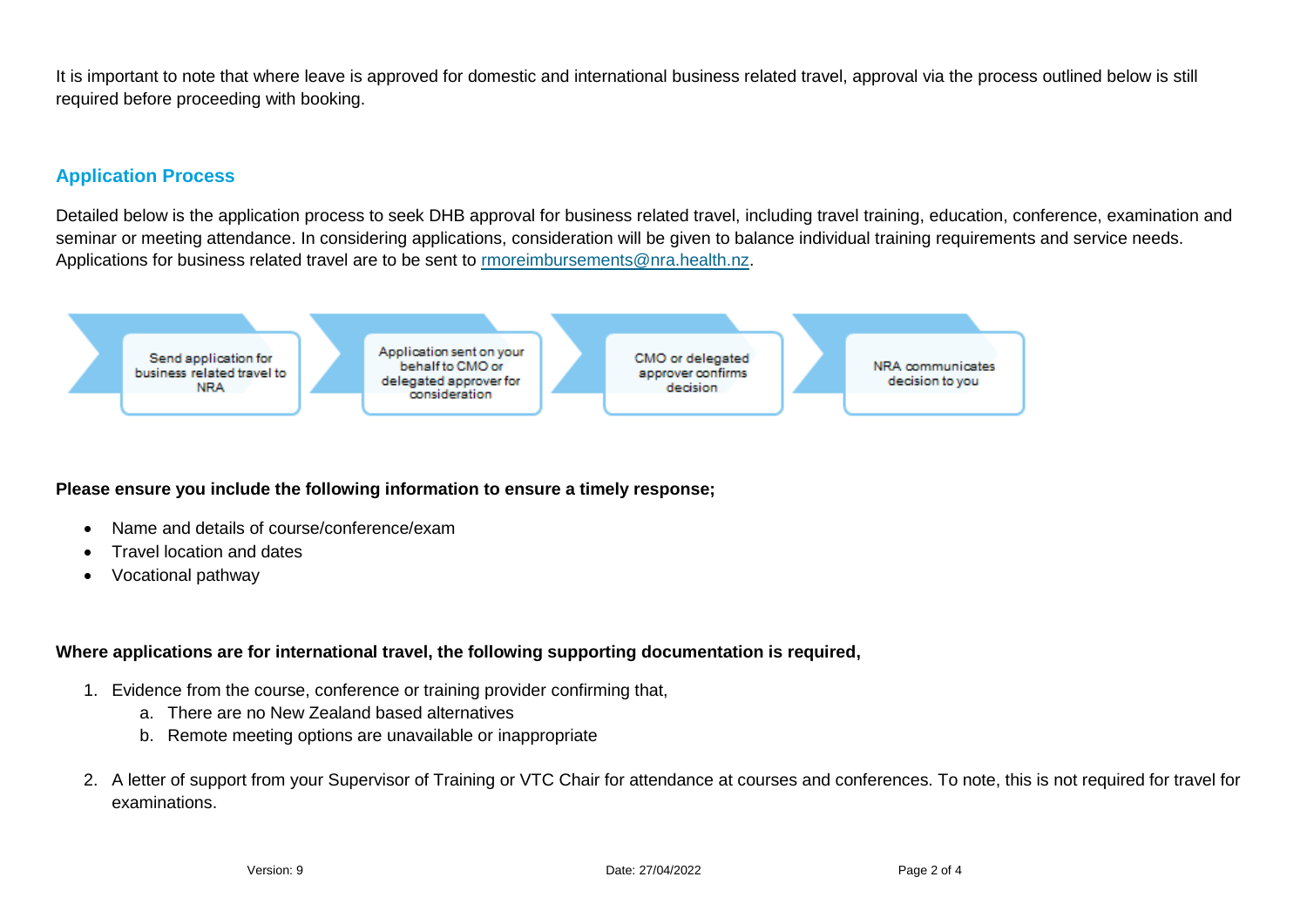It is important to note that where leave is approved for domestic and international business related travel, approval via the process outlined below is still required before proceeding with booking.

## Application Process

Detailed below is the application process to seek DHB approval for business related travel, including travel training, education, conference, examination and seminar or meeting attendance. In considering applications, consideration will be given to balance individual training requirements and service needs. Applications for business related travel are to be sent to rmoreimbursements@nra.health.nz.

Send application for business related travel to NRA → Application sent on your behalf to CMO or delegated approver for consideration → CMO or delegated approver confirms decision → NRA communicates decision to you

**Please ensure you include the following information to ensure a timely response;**

- Name and details of course/conference/exam
- Travel location and dates
- Vocational pathway

**Where applications are for international travel, the following supporting documentation is required,**

1. Evidence from the course, conference or training provider confirming that,
   a. There are no New Zealand based alternatives
   b. Remote meeting options are unavailable or inappropriate

2. A letter of support from your Supervisor of Training or VTC Chair for attendance at courses and conferences. To note, this is not required for travel for examinations.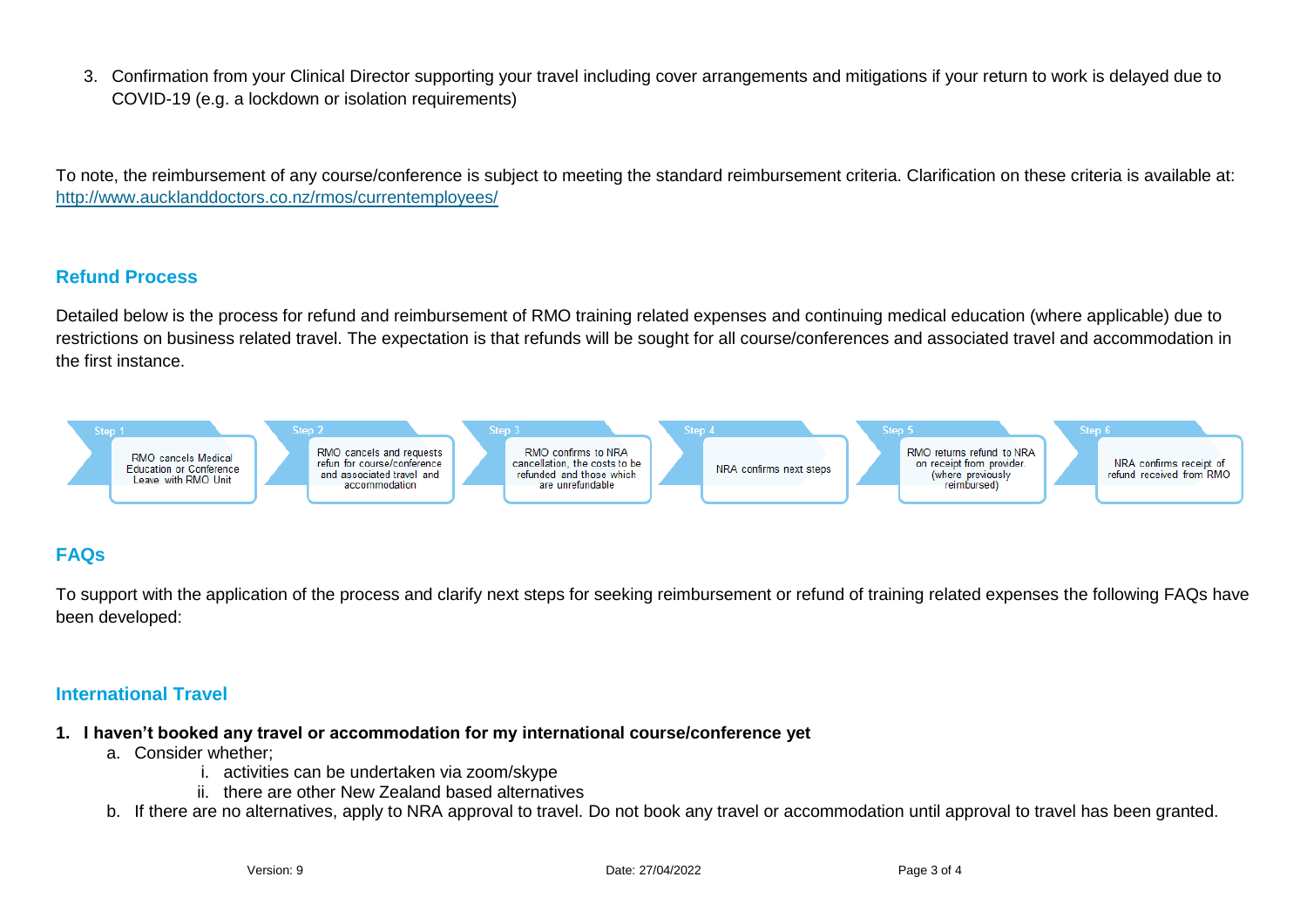3. Confirmation from your Clinical Director supporting your travel including cover arrangements and mitigations if your return to work is delayed due to COVID-19 (e.g. a lockdown or isolation requirements)

To note, the reimbursement of any course/conference is subject to meeting the standard reimbursement criteria. Clarification on these criteria is available at: http://www.aucklanddoctors.co.nz/rmos/currentemployees/

## Refund Process

Detailed below is the process for refund and reimbursement of RMO training related expenses and continuing medical education (where applicable) due to restrictions on business related travel. The expectation is that refunds will be sought for all course/conferences and associated travel and accommodation in the first instance.

- **Step 1** – RMO cancels Medical Education or Conference Leave with RMO Unit
- **Step 2** – RMO cancels and requests refun for course/conference and associated travel and accommodation
- **Step 3** – RMO confirms to NRA cancellation, the costs to be refunded and those which are unrefundable
- **Step 4** – NRA confirms next steps
- **Step 5** – RMO returns refund to NRA on receipt from provider. (where previously reimbursed)
- **Step 6** – NRA confirms receipt of refund received from RMO

## FAQs

To support with the application of the process and clarify next steps for seeking reimbursement or refund of training related expenses the following FAQs have been developed:

## International Travel

**1. I haven't booked any travel or accommodation for my international course/conference yet**

a. Consider whether;
   i. activities can be undertaken via zoom/skype
   ii. there are other New Zealand based alternatives

b. If there are no alternatives, apply to NRA approval to travel. Do not book any travel or accommodation until approval to travel has been granted.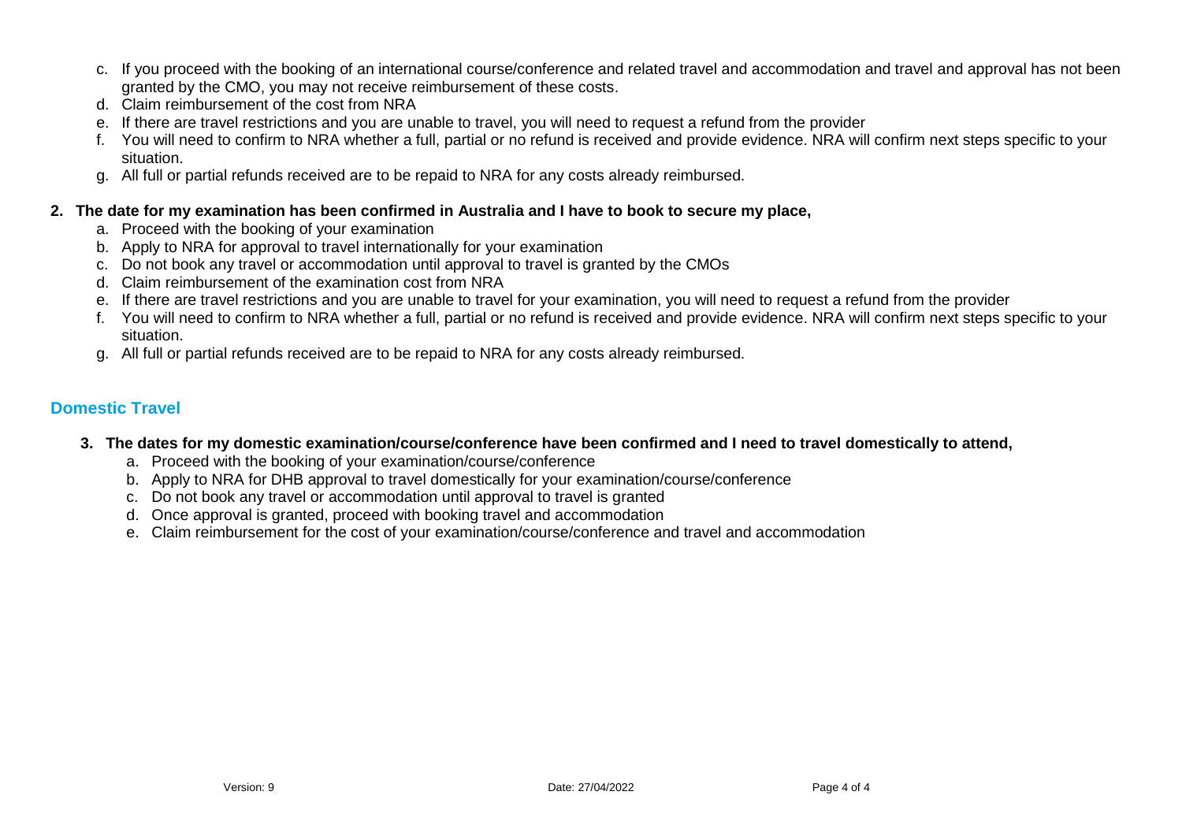c. If you proceed with the booking of an international course/conference and related travel and accommodation and travel and approval has not been granted by the CMO, you may not receive reimbursement of these costs.
d. Claim reimbursement of the cost from NRA
e. If there are travel restrictions and you are unable to travel, you will need to request a refund from the provider
f. You will need to confirm to NRA whether a full, partial or no refund is received and provide evidence. NRA will confirm next steps specific to your situation.
g. All full or partial refunds received are to be repaid to NRA for any costs already reimbursed.

**2. The date for my examination has been confirmed in Australia and I have to book to secure my place,**

a. Proceed with the booking of your examination
b. Apply to NRA for approval to travel internationally for your examination
c. Do not book any travel or accommodation until approval to travel is granted by the CMOs
d. Claim reimbursement of the examination cost from NRA
e. If there are travel restrictions and you are unable to travel for your examination, you will need to request a refund from the provider
f. You will need to confirm to NRA whether a full, partial or no refund is received and provide evidence. NRA will confirm next steps specific to your situation.
g. All full or partial refunds received are to be repaid to NRA for any costs already reimbursed.

## Domestic Travel

**3. The dates for my domestic examination/course/conference have been confirmed and I need to travel domestically to attend,**

a. Proceed with the booking of your examination/course/conference
b. Apply to NRA for DHB approval to travel domestically for your examination/course/conference
c. Do not book any travel or accommodation until approval to travel is granted
d. Once approval is granted, proceed with booking travel and accommodation
e. Claim reimbursement for the cost of your examination/course/conference and travel and accommodation